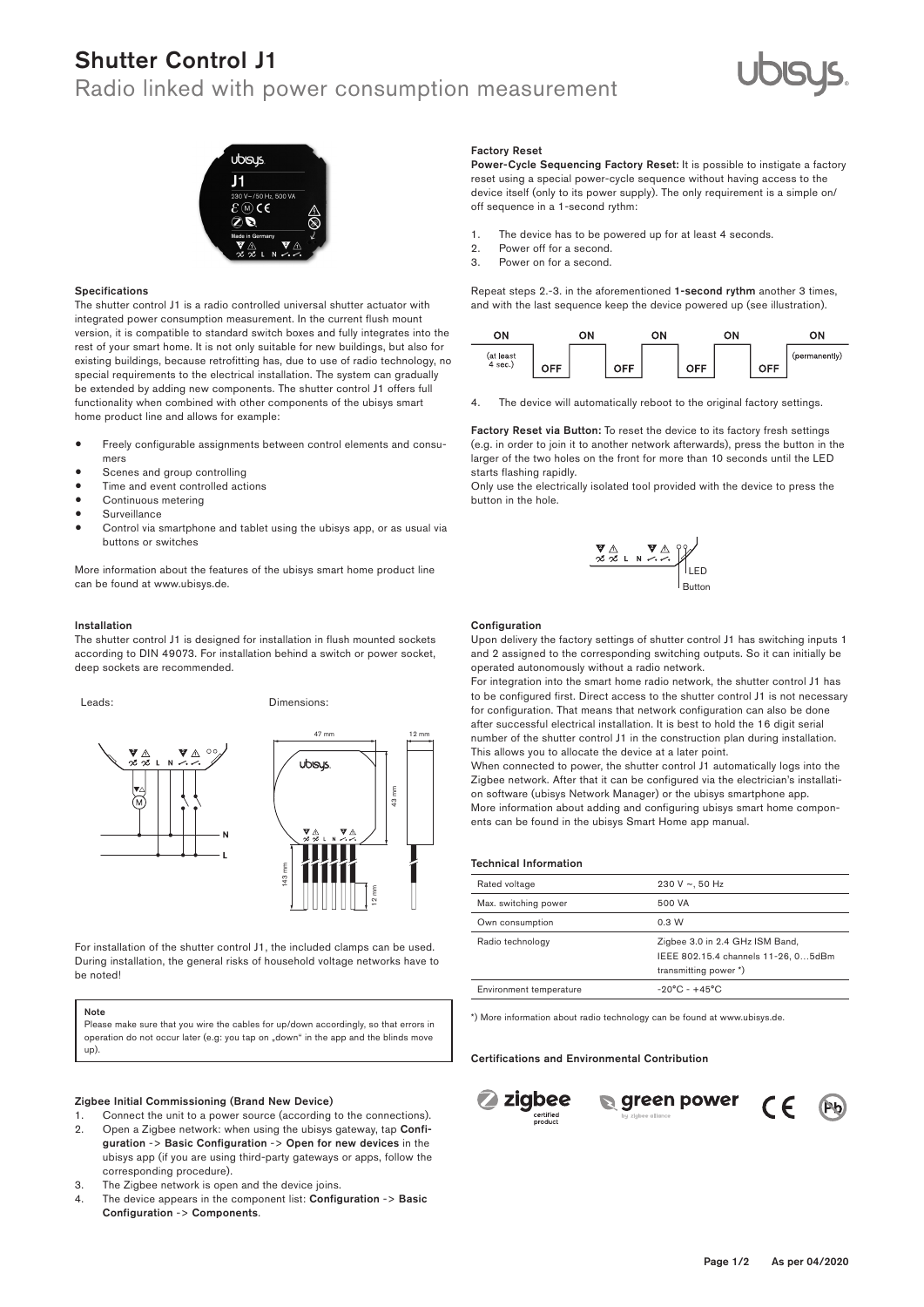# Shutter Control J1

Radio linked with power consumption measurement

### Specifications

The shutter control J1 is a radio controlled universal shutter actuator with integrated power consumption measurement. In the current flush mount version, it is compatible to standard switch boxes and fully integrates into the rest of your smart home. It is not only suitable for new buildings, but also for existing buildings, because retrofitting has, due to use of radio technology, no special requirements to the electrical installation. The system can gradually be extended by adding new components. The shutter control J1 offers full functionality when combined with other components of the ubisys smart home product line and allows for example:

- Freely configurable assignments between control elements and consumers
- Scenes and group controlling
- Time and event controlled actions
- Continuous metering
- Surveillance
- Control via smartphone and tablet using the ubisys app, or as usual via buttons or switches

More information about the features of the ubisys smart home product line can be found at www.ubisys.de.

### Installation

The shutter control J1 is designed for installation in flush mounted sockets according to DIN 49073. For installation behind a switch or power socket, deep sockets are recommended.

Leads:

Dimensions:

For installation of the shutter control J1, the included clamps can be used. During installation, the general risks of household voltage networks have to be noted!

> **Note**
> Please make sure that you wire the cables for up/down accordingly, so that errors in operation do not occur later (e.g: you tap on „down“ in the app and the blinds move up).

### Zigbee Initial Commissioning (Brand New Device)

1. Connect the unit to a power source (according to the connections).
2. Open a Zigbee network: when using the ubisys gateway, tap **Configuration** -> **Basic Configuration** -> **Open for new devices** in the ubisys app (if you are using third-party gateways or apps, follow the corresponding procedure).
3. The Zigbee network is open and the device joins.
4. The device appears in the component list: **Configuration** -> **Basic Configuration** -> **Components**.

### Factory Reset

**Power-Cycle Sequencing Factory Reset:** It is possible to instigate a factory reset using a special power-cycle sequence without having access to the device itself (only to its power supply). The only requirement is a simple on/off sequence in a 1-second rythm:

1. The device has to be powered up for at least 4 seconds.
2. Power off for a second.
3. Power on for a second.

Repeat steps 2.-3. in the aforementioned **1-second rythm** another 3 times, and with the last sequence keep the device powered up (see illustration).

| ON (at least 4 sec.) | OFF | ON | OFF | ON | OFF | ON | OFF | ON (permanently) |
|---|---|---|---|---|---|---|---|---|

4. The device will automatically reboot to the original factory settings.

**Factory Reset via Button:** To reset the device to its factory fresh settings (e.g. in order to join it to another network afterwards), press the button in the larger of the two holes on the front for more than 10 seconds until the LED starts flashing rapidly.
Only use the electrically isolated tool provided with the device to press the button in the hole.

LED
Button

### Configuration

Upon delivery the factory settings of shutter control J1 has switching inputs 1 and 2 assigned to the corresponding switching outputs. So it can initially be operated autonomously without a radio network.
For integration into the smart home radio network, the shutter control J1 has to be configured first. Direct access to the shutter control J1 is not necessary for configuration. That means that network configuration can also be done after successful electrical installation. It is best to hold the 16 digit serial number of the shutter control J1 in the construction plan during installation. This allows you to allocate the device at a later point.
When connected to power, the shutter control J1 automatically logs into the Zigbee network. After that it can be configured via the electrician's installation software (ubisys Network Manager) or the ubisys smartphone app.
More information about adding and configuring ubisys smart home components can be found in the ubisys Smart Home app manual.

### Technical Information

| | |
|---|---|
| Rated voltage | 230 V ~, 50 Hz |
| Max. switching power | 500 VA |
| Own consumption | 0.3 W |
| Radio technology | Zigbee 3.0 in 2.4 GHz ISM Band, IEEE 802.15.4 channels 11-26, 0…5dBm transmitting power *) |
| Environment temperature | -20°C - +45°C |

*) More information about radio technology can be found at www.ubisys.de.

### Certifications and Environmental Contribution

zigbee certified product · green power by zigbee alliance · CE · Pb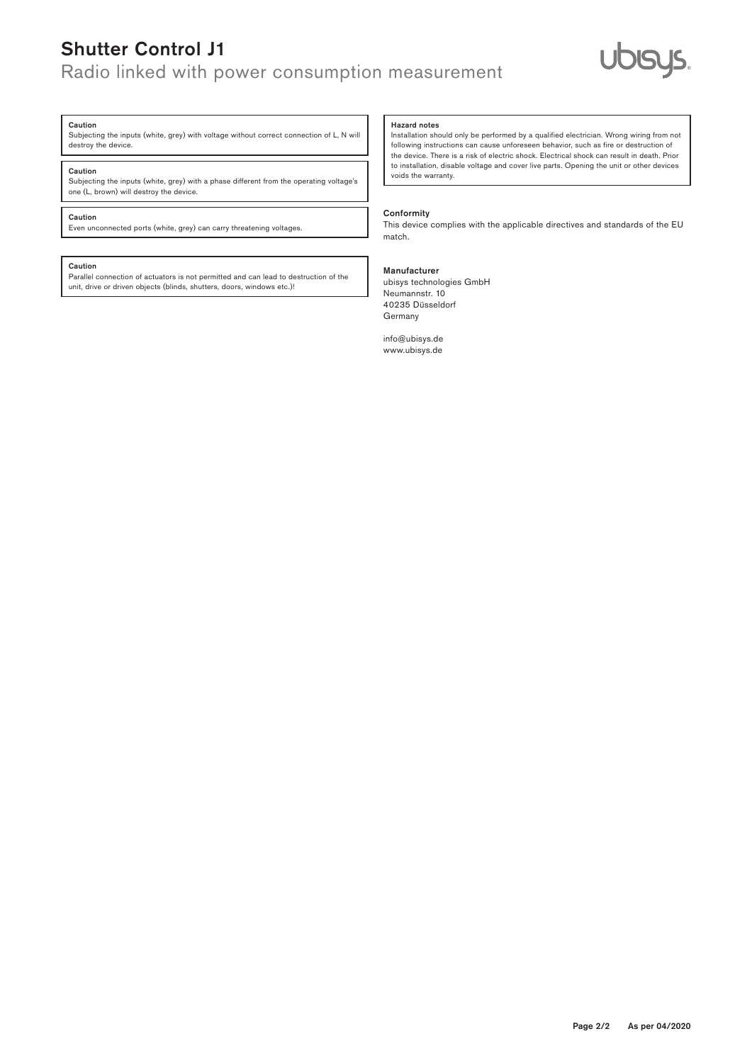# Shutter Control J1

## Radio linked with power consumption measurement

**Caution**
Subjecting the inputs (white, grey) with voltage without correct connection of L, N will destroy the device.

**Caution**
Subjecting the inputs (white, grey) with a phase different from the operating voltage's one (L, brown) will destroy the device.

**Caution**
Even unconnected ports (white, grey) can carry threatening voltages.

**Caution**
Parallel connection of actuators is not permitted and can lead to destruction of the unit, drive or driven objects (blinds, shutters, doors, windows etc.)!

**Hazard notes**
Installation should only be performed by a qualified electrician. Wrong wiring from not following instructions can cause unforeseen behavior, such as fire or destruction of the device. There is a risk of electric shock. Electrical shock can result in death. Prior to installation, disable voltage and cover live parts. Opening the unit or other devices voids the warranty.

### Conformity

This device complies with the applicable directives and standards of the EU match.

### Manufacturer

ubisys technologies GmbH
Neumannstr. 10
40235 Düsseldorf
Germany

info@ubisys.de
www.ubisys.de

As per 04/2020